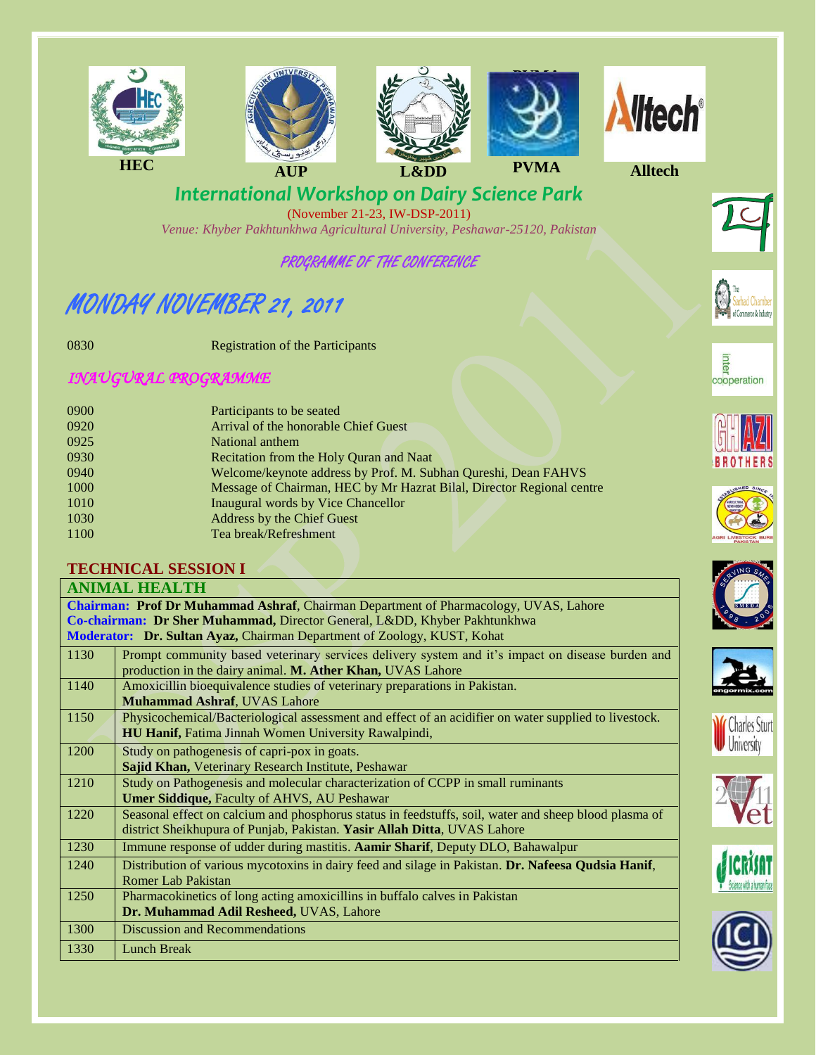HEC AUP L&DD PVMA Alltech

# International Workshop on Dairy Science Park

(November 21-23, IW-DSP-2011)

*Venue: Khyber Pakhtunkhwa Agricultural University, Peshawar-25120, Pakistan*

## PROGRAMME OF THE CONFERENCE

## MONDAY NOVEMBER 21, 2011

0830 Registration of the Participants

### *INAUGURAL PROGRAMME*

| | |
|---|---|
| 0900 | Participants to be seated |
| 0920 | Arrival of the honorable Chief Guest |
| 0925 | National anthem |
| 0930 | Recitation from the Holy Quran and Naat |
| 0940 | Welcome/keynote address by Prof. M. Subhan Qureshi, Dean FAHVS |
| 1000 | Message of Chairman, HEC by Mr Hazrat Bilal, Director Regional centre |
| 1010 | Inaugural words by Vice Chancellor |
| 1030 | Address by the Chief Guest |
| 1100 | Tea break/Refreshment |

### TECHNICAL SESSION I

**ANIMAL HEALTH**

**Chairman: Prof Dr Muhammad Ashraf**, Chairman Department of Pharmacology, UVAS, Lahore
**Co-chairman: Dr Sher Muhammad,** Director General, L&DD, Khyber Pakhtunkhwa
**Moderator: Dr. Sultan Ayaz,** Chairman Department of Zoology, KUST, Kohat

| | |
|---|---|
| 1130 | Prompt community based veterinary services delivery system and it's impact on disease burden and production in the dairy animal. **M. Ather Khan,** UVAS Lahore |
| 1140 | Amoxicillin bioequivalence studies of veterinary preparations in Pakistan. **Muhammad Ashraf**, UVAS Lahore |
| 1150 | Physicochemical/Bacteriological assessment and effect of an acidifier on water supplied to livestock. **HU Hanif,** Fatima Jinnah Women University Rawalpindi, |
| 1200 | Study on pathogenesis of capri-pox in goats. **Sajid Khan,** Veterinary Research Institute, Peshawar |
| 1210 | Study on Pathogenesis and molecular characterization of CCPP in small ruminants **Umer Siddique,** Faculty of AHVS, AU Peshawar |
| 1220 | Seasonal effect on calcium and phosphorus status in feedstuffs, soil, water and sheep blood plasma of district Sheikhupura of Punjab, Pakistan. **Yasir Allah Ditta**, UVAS Lahore |
| 1230 | Immune response of udder during mastitis. **Aamir Sharif**, Deputy DLO, Bahawalpur |
| 1240 | Distribution of various mycotoxins in dairy feed and silage in Pakistan. **Dr. Nafeesa Qudsia Hanif**, Romer Lab Pakistan |
| 1250 | Pharmacokinetics of long acting amoxicillins in buffalo calves in Pakistan **Dr. Muhammad Adil Resheed,** UVAS, Lahore |
| 1300 | Discussion and Recommendations |
| 1330 | Lunch Break |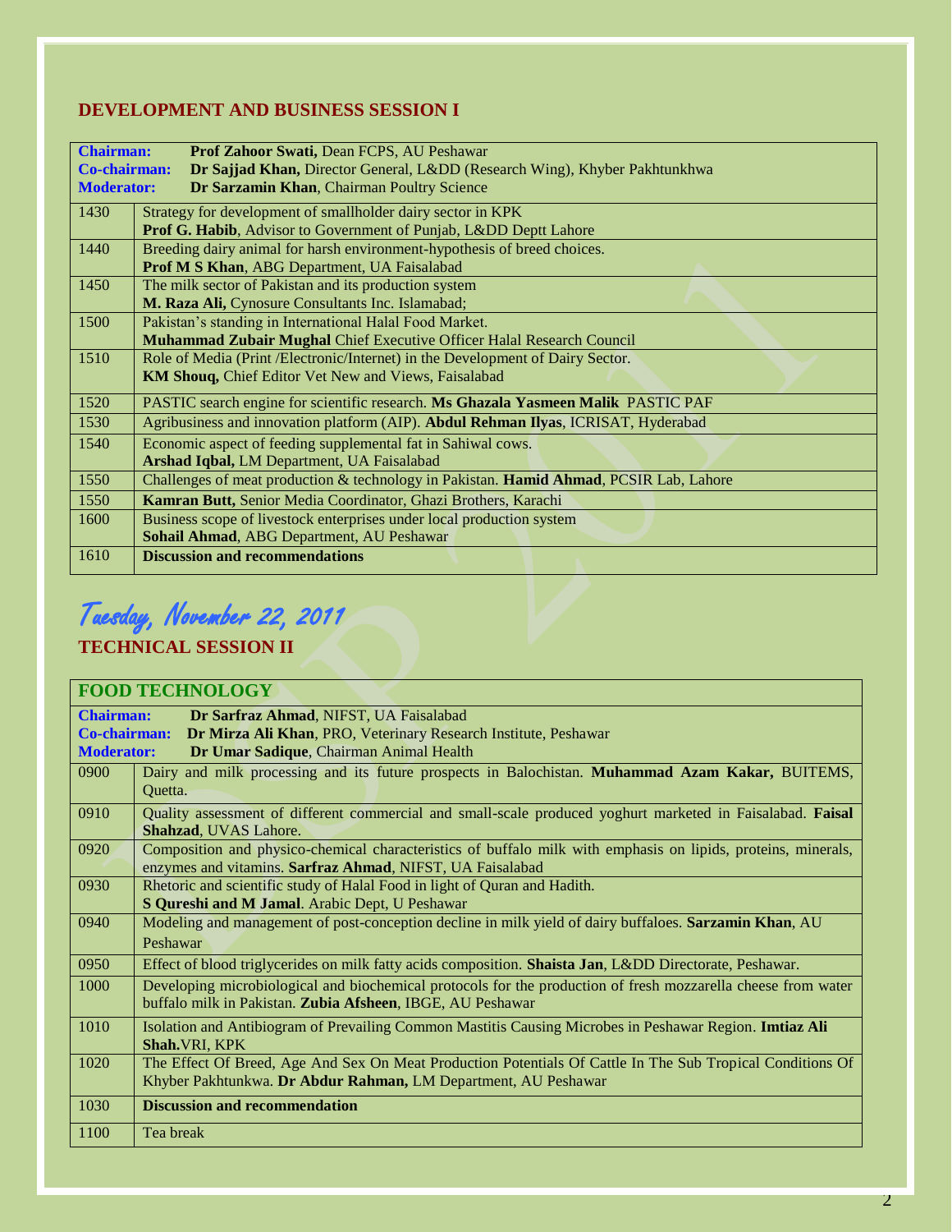## DEVELOPMENT AND BUSINESS SESSION I

| | |
|---|---|
| **Chairman:** | **Prof Zahoor Swati,** Dean FCPS, AU Peshawar |
| **Co-chairman:** | **Dr Sajjad Khan,** Director General, L&DD (Research Wing), Khyber Pakhtunkhwa |
| **Moderator:** | **Dr Sarzamin Khan**, Chairman Poultry Science |
| 1430 | Strategy for development of smallholder dairy sector in KPK<br>**Prof G. Habib**, Advisor to Government of Punjab, L&DD Deptt Lahore |
| 1440 | Breeding dairy animal for harsh environment-hypothesis of breed choices.<br>**Prof M S Khan**, ABG Department, UA Faisalabad |
| 1450 | The milk sector of Pakistan and its production system<br>**M. Raza Ali,** Cynosure Consultants Inc. Islamabad; |
| 1500 | Pakistan's standing in International Halal Food Market.<br>**Muhammad Zubair Mughal** Chief Executive Officer Halal Research Council |
| 1510 | Role of Media (Print /Electronic/Internet) in the Development of Dairy Sector.<br>**KM Shouq,** Chief Editor Vet New and Views, Faisalabad |
| 1520 | PASTIC search engine for scientific research. **Ms Ghazala Yasmeen Malik** PASTIC PAF |
| 1530 | Agribusiness and innovation platform (AIP). **Abdul Rehman Ilyas**, ICRISAT, Hyderabad |
| 1540 | Economic aspect of feeding supplemental fat in Sahiwal cows.<br>**Arshad Iqbal,** LM Department, UA Faisalabad |
| 1550 | Challenges of meat production & technology in Pakistan. **Hamid Ahmad**, PCSIR Lab, Lahore |
| 1550 | **Kamran Butt,** Senior Media Coordinator, Ghazi Brothers, Karachi |
| 1600 | Business scope of livestock enterprises under local production system<br>**Sohail Ahmad**, ABG Department, AU Peshawar |
| 1610 | **Discussion and recommendations** |

## *Tuesday, November 22, 2011*

## TECHNICAL SESSION II

| **FOOD TECHNOLOGY** | |
|---|---|
| **Chairman:** | **Dr Sarfraz Ahmad**, NIFST, UA Faisalabad |
| **Co-chairman:** | **Dr Mirza Ali Khan**, PRO, Veterinary Research Institute, Peshawar |
| **Moderator:** | **Dr Umar Sadique**, Chairman Animal Health |
| 0900 | Dairy and milk processing and its future prospects in Balochistan. **Muhammad Azam Kakar,** BUITEMS, Quetta. |
| 0910 | Quality assessment of different commercial and small-scale produced yoghurt marketed in Faisalabad. **Faisal Shahzad**, UVAS Lahore. |
| 0920 | Composition and physico-chemical characteristics of buffalo milk with emphasis on lipids, proteins, minerals, enzymes and vitamins. **Sarfraz Ahmad**, NIFST, UA Faisalabad |
| 0930 | Rhetoric and scientific study of Halal Food in light of Quran and Hadith.<br>**S Qureshi and M Jamal**. Arabic Dept, U Peshawar |
| 0940 | Modeling and management of post-conception decline in milk yield of dairy buffaloes. **Sarzamin Khan**, AU Peshawar |
| 0950 | Effect of blood triglycerides on milk fatty acids composition. **Shaista Jan**, L&DD Directorate, Peshawar. |
| 1000 | Developing microbiological and biochemical protocols for the production of fresh mozzarella cheese from water buffalo milk in Pakistan. **Zubia Afsheen**, IBGE, AU Peshawar |
| 1010 | Isolation and Antibiogram of Prevailing Common Mastitis Causing Microbes in Peshawar Region. **Imtiaz Ali Shah.**VRI, KPK |
| 1020 | The Effect Of Breed, Age And Sex On Meat Production Potentials Of Cattle In The Sub Tropical Conditions Of Khyber Pakhtunkwa. **Dr Abdur Rahman,** LM Department, AU Peshawar |
| 1030 | **Discussion and recommendation** |
| 1100 | Tea break |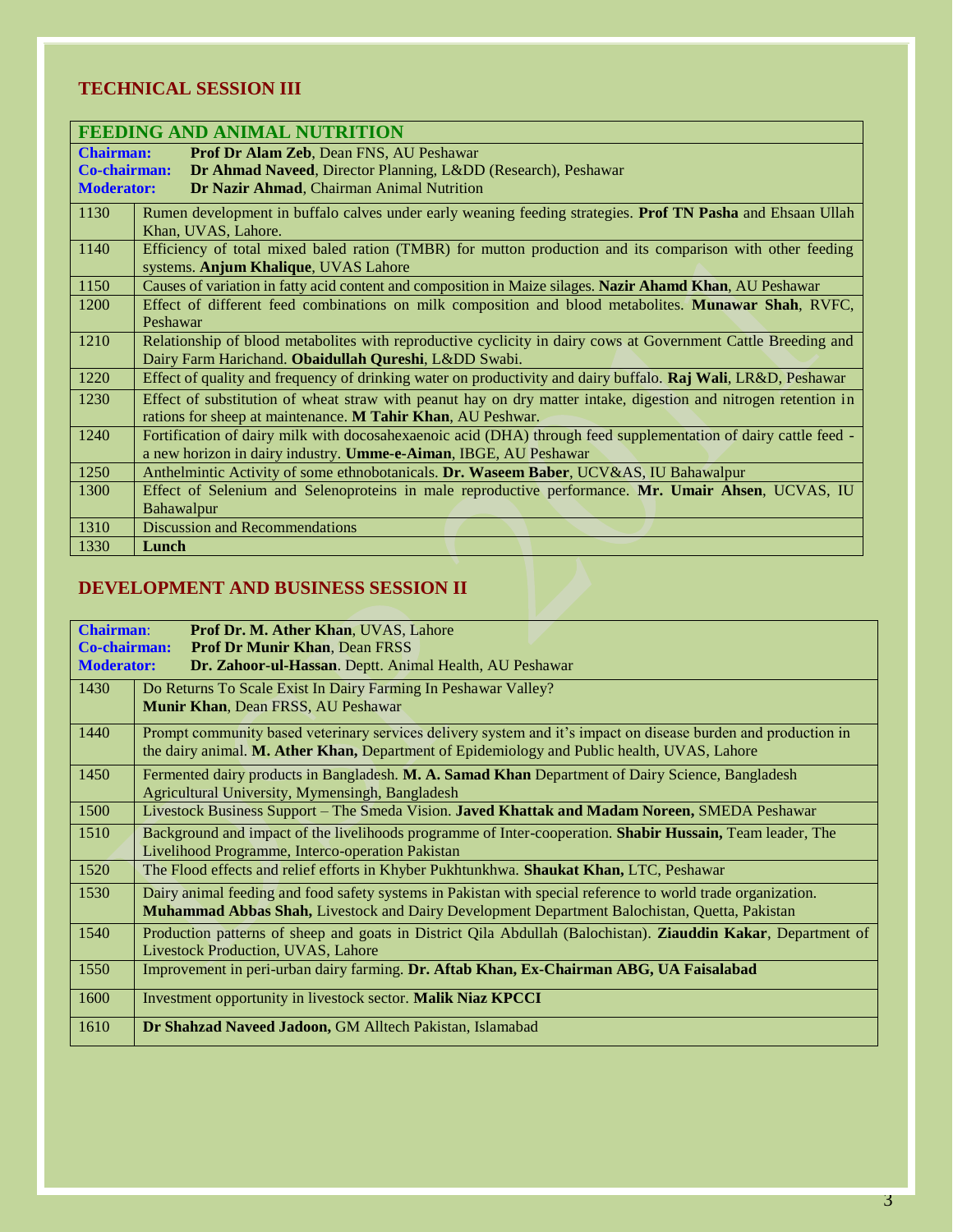## TECHNICAL SESSION III

| FEEDING AND ANIMAL NUTRITION | |
|---|---|
| **Chairman:** | **Prof Dr Alam Zeb**, Dean FNS, AU Peshawar |
| **Co-chairman:** | **Dr Ahmad Naveed**, Director Planning, L&DD (Research), Peshawar |
| **Moderator:** | **Dr Nazir Ahmad**, Chairman Animal Nutrition |
| 1130 | Rumen development in buffalo calves under early weaning feeding strategies. **Prof TN Pasha** and Ehsaan Ullah Khan, UVAS, Lahore. |
| 1140 | Efficiency of total mixed baled ration (TMBR) for mutton production and its comparison with other feeding systems. **Anjum Khalique**, UVAS Lahore |
| 1150 | Causes of variation in fatty acid content and composition in Maize silages. **Nazir Ahamd Khan**, AU Peshawar |
| 1200 | Effect of different feed combinations on milk composition and blood metabolites. **Munawar Shah**, RVFC, Peshawar |
| 1210 | Relationship of blood metabolites with reproductive cyclicity in dairy cows at Government Cattle Breeding and Dairy Farm Harichand. **Obaidullah Qureshi**, L&DD Swabi. |
| 1220 | Effect of quality and frequency of drinking water on productivity and dairy buffalo. **Raj Wali**, LR&D, Peshawar |
| 1230 | Effect of substitution of wheat straw with peanut hay on dry matter intake, digestion and nitrogen retention in rations for sheep at maintenance. **M Tahir Khan**, AU Peshwar. |
| 1240 | Fortification of dairy milk with docosahexaenoic acid (DHA) through feed supplementation of dairy cattle feed - a new horizon in dairy industry. **Umme-e-Aiman**, IBGE, AU Peshawar |
| 1250 | Anthelmintic Activity of some ethnobotanicals. **Dr. Waseem Baber**, UCV&AS, IU Bahawalpur |
| 1300 | Effect of Selenium and Selenoproteins in male reproductive performance. **Mr. Umair Ahsen**, UCVAS, IU Bahawalpur |
| 1310 | Discussion and Recommendations |
| 1330 | **Lunch** |

## DEVELOPMENT AND BUSINESS SESSION II

| | |
|---|---|
| **Chairman**: | **Prof Dr. M. Ather Khan**, UVAS, Lahore |
| **Co-chairman:** | **Prof Dr Munir Khan**, Dean FRSS |
| **Moderator:** | **Dr. Zahoor-ul-Hassan**. Deptt. Animal Health, AU Peshawar |
| 1430 | Do Returns To Scale Exist In Dairy Farming In Peshawar Valley? **Munir Khan**, Dean FRSS, AU Peshawar |
| 1440 | Prompt community based veterinary services delivery system and it's impact on disease burden and production in the dairy animal. **M. Ather Khan,** Department of Epidemiology and Public health, UVAS, Lahore |
| 1450 | Fermented dairy products in Bangladesh. **M. A. Samad Khan** Department of Dairy Science, Bangladesh Agricultural University, Mymensingh, Bangladesh |
| 1500 | Livestock Business Support – The Smeda Vision. **Javed Khattak and Madam Noreen,** SMEDA Peshawar |
| 1510 | Background and impact of the livelihoods programme of Inter-cooperation. **Shabir Hussain,** Team leader, The Livelihood Programme, Interco-operation Pakistan |
| 1520 | The Flood effects and relief efforts in Khyber Pukhtunkhwa. **Shaukat Khan,** LTC, Peshawar |
| 1530 | Dairy animal feeding and food safety systems in Pakistan with special reference to world trade organization. **Muhammad Abbas Shah,** Livestock and Dairy Development Department Balochistan, Quetta, Pakistan |
| 1540 | Production patterns of sheep and goats in District Qila Abdullah (Balochistan). **Ziauddin Kakar**, Department of Livestock Production, UVAS, Lahore |
| 1550 | Improvement in peri-urban dairy farming. **Dr. Aftab Khan, Ex-Chairman ABG, UA Faisalabad** |
| 1600 | Investment opportunity in livestock sector. **Malik Niaz KPCCI** |
| 1610 | **Dr Shahzad Naveed Jadoon,** GM Alltech Pakistan, Islamabad |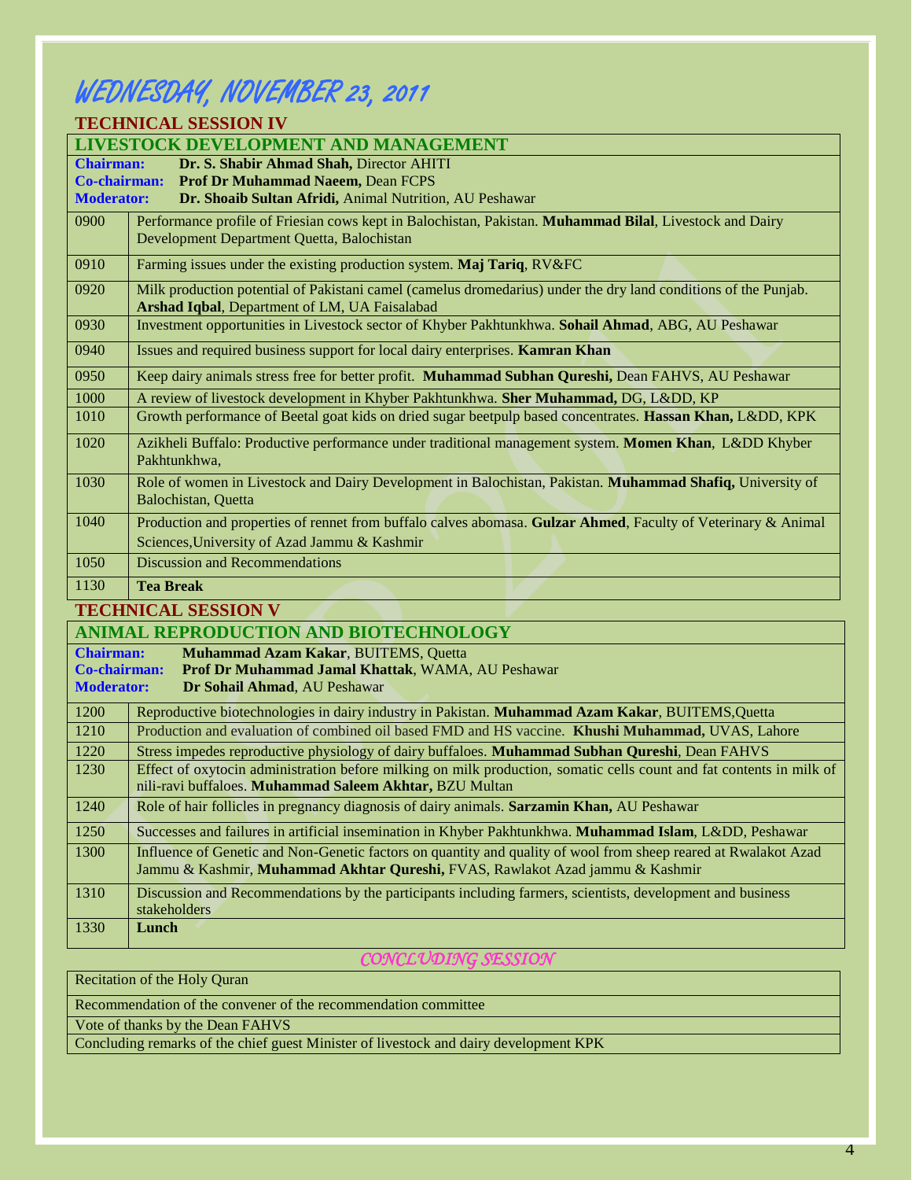# WEDNESDAY, NOVEMBER 23, 2011

## TECHNICAL SESSION IV

### LIVESTOCK DEVELOPMENT AND MANAGEMENT

**Chairman:** **Dr. S. Shabir Ahmad Shah,** Director AHITI
**Co-chairman:** **Prof Dr Muhammad Naeem,** Dean FCPS
**Moderator:** **Dr. Shoaib Sultan Afridi,** Animal Nutrition, AU Peshawar

| | |
|---|---|
| 0900 | Performance profile of Friesian cows kept in Balochistan, Pakistan. **Muhammad Bilal**, Livestock and Dairy Development Department Quetta, Balochistan |
| 0910 | Farming issues under the existing production system. **Maj Tariq**, RV&FC |
| 0920 | Milk production potential of Pakistani camel (camelus dromedarius) under the dry land conditions of the Punjab. **Arshad Iqbal**, Department of LM, UA Faisalabad |
| 0930 | Investment opportunities in Livestock sector of Khyber Pakhtunkhwa. **Sohail Ahmad**, ABG, AU Peshawar |
| 0940 | Issues and required business support for local dairy enterprises. **Kamran Khan** |
| 0950 | Keep dairy animals stress free for better profit. **Muhammad Subhan Qureshi,** Dean FAHVS, AU Peshawar |
| 1000 | A review of livestock development in Khyber Pakhtunkhwa. **Sher Muhammad,** DG, L&DD, KP |
| 1010 | Growth performance of Beetal goat kids on dried sugar beetpulp based concentrates. **Hassan Khan,** L&DD, KPK |
| 1020 | Azikheli Buffalo: Productive performance under traditional management system. **Momen Khan**, L&DD Khyber Pakhtunkhwa, |
| 1030 | Role of women in Livestock and Dairy Development in Balochistan, Pakistan. **Muhammad Shafiq,** University of Balochistan, Quetta |
| 1040 | Production and properties of rennet from buffalo calves abomasa. **Gulzar Ahmed**, Faculty of Veterinary & Animal Sciences,University of Azad Jammu & Kashmir |
| 1050 | Discussion and Recommendations |
| 1130 | **Tea Break** |

## TECHNICAL SESSION V

### ANIMAL REPRODUCTION AND BIOTECHNOLOGY

**Chairman:** **Muhammad Azam Kakar**, BUITEMS, Quetta
**Co-chairman:** **Prof Dr Muhammad Jamal Khattak**, WAMA, AU Peshawar
**Moderator:** **Dr Sohail Ahmad**, AU Peshawar

| | |
|---|---|
| 1200 | Reproductive biotechnologies in dairy industry in Pakistan. **Muhammad Azam Kakar**, BUITEMS,Quetta |
| 1210 | Production and evaluation of combined oil based FMD and HS vaccine. **Khushi Muhammad,** UVAS, Lahore |
| 1220 | Stress impedes reproductive physiology of dairy buffaloes. **Muhammad Subhan Qureshi**, Dean FAHVS |
| 1230 | Effect of oxytocin administration before milking on milk production, somatic cells count and fat contents in milk of nili-ravi buffaloes. **Muhammad Saleem Akhtar,** BZU Multan |
| 1240 | Role of hair follicles in pregnancy diagnosis of dairy animals. **Sarzamin Khan,** AU Peshawar |
| 1250 | Successes and failures in artificial insemination in Khyber Pakhtunkhwa. **Muhammad Islam**, L&DD, Peshawar |
| 1300 | Influence of Genetic and Non-Genetic factors on quantity and quality of wool from sheep reared at Rwalakot Azad Jammu & Kashmir, **Muhammad Akhtar Qureshi,** FVAS, Rawlakot Azad jammu & Kashmir |
| 1310 | Discussion and Recommendations by the participants including farmers, scientists, development and business stakeholders |
| 1330 | **Lunch** |

## *CONCLUDING SESSION*

| |
|---|
| Recitation of the Holy Quran |
| Recommendation of the convener of the recommendation committee |
| Vote of thanks by the Dean FAHVS |
| Concluding remarks of the chief guest Minister of livestock and dairy development KPK |